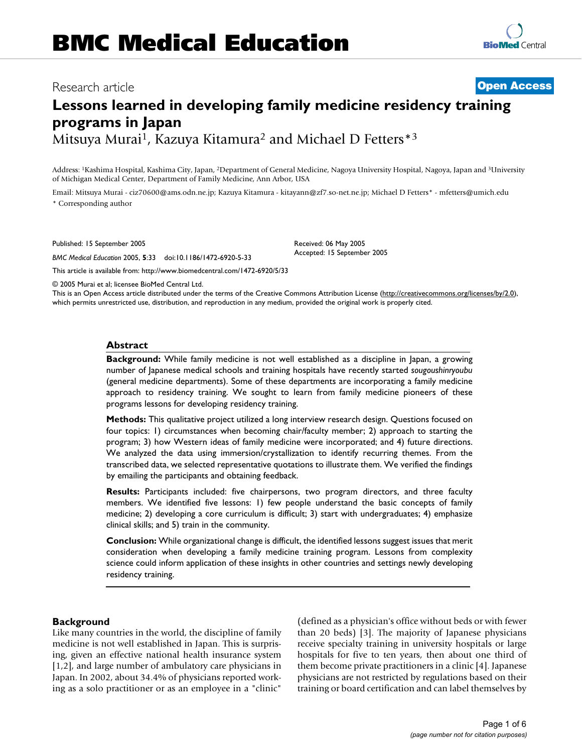# BMC Medical Education

Research article

**Open Access**

# Lessons learned in developing family medicine residency training programs in Japan

Mitsuya Murai[1], Kazuya Kitamura[2] and Michael D Fetters*[3]

Address: [1]Kashima Hospital, Kashima City, Japan, [2]Department of General Medicine, Nagoya University Hospital, Nagoya, Japan and [3]University of Michigan Medical Center, Department of Family Medicine, Ann Arbor, USA

Email: Mitsuya Murai - ciz70600@ams.odn.ne.jp; Kazuya Kitamura - kitayann@zf7.so-net.ne.jp; Michael D Fetters* - mfetters@umich.edu

* Corresponding author

Published: 15 September 2005

*BMC Medical Education* 2005, **5**:33 doi:10.1186/1472-6920-5-33

Received: 06 May 2005

Accepted: 15 September 2005

This article is available from: http://www.biomedcentral.com/1472-6920/5/33

© 2005 Murai et al; licensee BioMed Central Ltd.

This is an Open Access article distributed under the terms of the Creative Commons Attribution License (http://creativecommons.org/licenses/by/2.0), which permits unrestricted use, distribution, and reproduction in any medium, provided the original work is properly cited.

## Abstract

**Background:** While family medicine is not well established as a discipline in Japan, a growing number of Japanese medical schools and training hospitals have recently started *sougoushinryoubu* (general medicine departments). Some of these departments are incorporating a family medicine approach to residency training. We sought to learn from family medicine pioneers of these programs lessons for developing residency training.

**Methods:** This qualitative project utilized a long interview research design. Questions focused on four topics: 1) circumstances when becoming chair/faculty member; 2) approach to starting the program; 3) how Western ideas of family medicine were incorporated; and 4) future directions. We analyzed the data using immersion/crystallization to identify recurring themes. From the transcribed data, we selected representative quotations to illustrate them. We verified the findings by emailing the participants and obtaining feedback.

**Results:** Participants included: five chairpersons, two program directors, and three faculty members. We identified five lessons: 1) few people understand the basic concepts of family medicine; 2) developing a core curriculum is difficult; 3) start with undergraduates; 4) emphasize clinical skills; and 5) train in the community.

**Conclusion:** While organizational change is difficult, the identified lessons suggest issues that merit consideration when developing a family medicine training program. Lessons from complexity science could inform application of these insights in other countries and settings newly developing residency training.

## Background

Like many countries in the world, the discipline of family medicine is not well established in Japan. This is surprising, given an effective national health insurance system [1,2], and large number of ambulatory care physicians in Japan. In 2002, about 34.4% of physicians reported working as a solo practitioner or as an employee in a "clinic" (defined as a physician's office without beds or with fewer than 20 beds) [3]. The majority of Japanese physicians receive specialty training in university hospitals or large hospitals for five to ten years, then about one third of them become private practitioners in a clinic [4]. Japanese physicians are not restricted by regulations based on their training or board certification and can label themselves by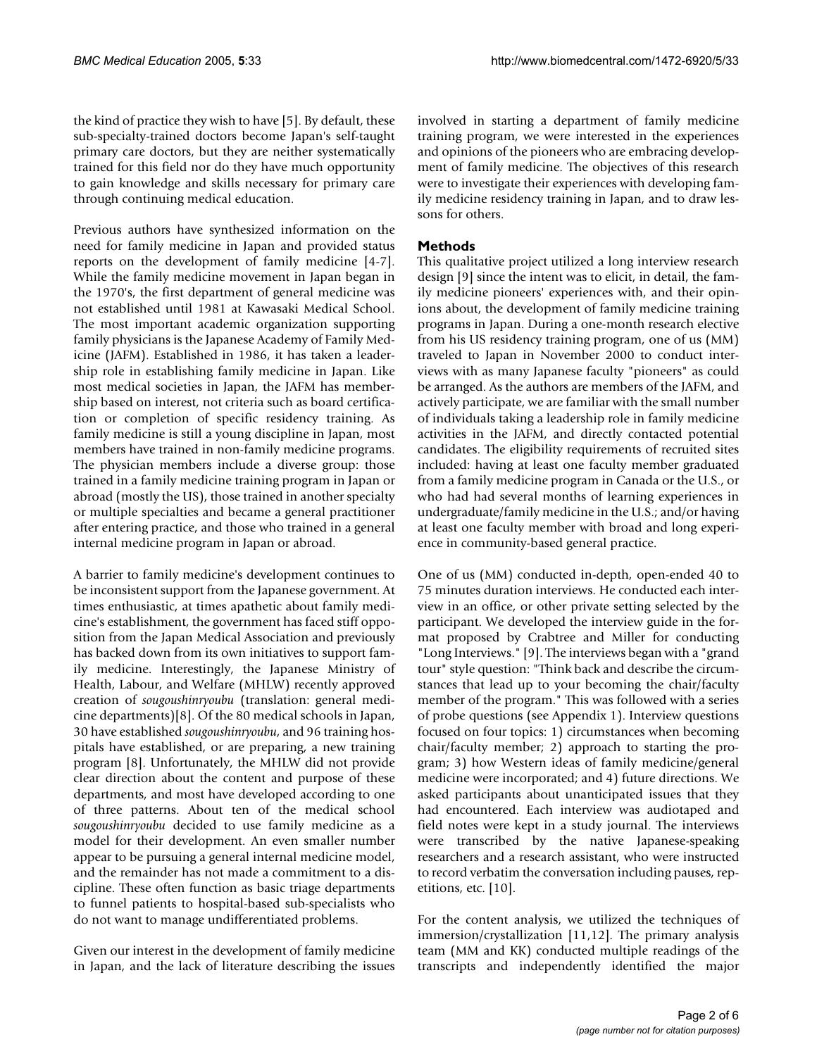the kind of practice they wish to have [5]. By default, these sub-specialty-trained doctors become Japan's self-taught primary care doctors, but they are neither systematically trained for this field nor do they have much opportunity to gain knowledge and skills necessary for primary care through continuing medical education.

Previous authors have synthesized information on the need for family medicine in Japan and provided status reports on the development of family medicine [4-7]. While the family medicine movement in Japan began in the 1970's, the first department of general medicine was not established until 1981 at Kawasaki Medical School. The most important academic organization supporting family physicians is the Japanese Academy of Family Medicine (JAFM). Established in 1986, it has taken a leadership role in establishing family medicine in Japan. Like most medical societies in Japan, the JAFM has membership based on interest, not criteria such as board certification or completion of specific residency training. As family medicine is still a young discipline in Japan, most members have trained in non-family medicine programs. The physician members include a diverse group: those trained in a family medicine training program in Japan or abroad (mostly the US), those trained in another specialty or multiple specialties and became a general practitioner after entering practice, and those who trained in a general internal medicine program in Japan or abroad.

A barrier to family medicine's development continues to be inconsistent support from the Japanese government. At times enthusiastic, at times apathetic about family medicine's establishment, the government has faced stiff opposition from the Japan Medical Association and previously has backed down from its own initiatives to support family medicine. Interestingly, the Japanese Ministry of Health, Labour, and Welfare (MHLW) recently approved creation of *sougoushinryoubu* (translation: general medicine departments)[8]. Of the 80 medical schools in Japan, 30 have established *sougoushinryoubu*, and 96 training hospitals have established, or are preparing, a new training program [8]. Unfortunately, the MHLW did not provide clear direction about the content and purpose of these departments, and most have developed according to one of three patterns. About ten of the medical school *sougoushinryoubu* decided to use family medicine as a model for their development. An even smaller number appear to be pursuing a general internal medicine model, and the remainder has not made a commitment to a discipline. These often function as basic triage departments to funnel patients to hospital-based sub-specialists who do not want to manage undifferentiated problems.

Given our interest in the development of family medicine in Japan, and the lack of literature describing the issues involved in starting a department of family medicine training program, we were interested in the experiences and opinions of the pioneers who are embracing development of family medicine. The objectives of this research were to investigate their experiences with developing family medicine residency training in Japan, and to draw lessons for others.

## Methods

This qualitative project utilized a long interview research design [9] since the intent was to elicit, in detail, the family medicine pioneers' experiences with, and their opinions about, the development of family medicine training programs in Japan. During a one-month research elective from his US residency training program, one of us (MM) traveled to Japan in November 2000 to conduct interviews with as many Japanese faculty "pioneers" as could be arranged. As the authors are members of the JAFM, and actively participate, we are familiar with the small number of individuals taking a leadership role in family medicine activities in the JAFM, and directly contacted potential candidates. The eligibility requirements of recruited sites included: having at least one faculty member graduated from a family medicine program in Canada or the U.S., or who had had several months of learning experiences in undergraduate/family medicine in the U.S.; and/or having at least one faculty member with broad and long experience in community-based general practice.

One of us (MM) conducted in-depth, open-ended 40 to 75 minutes duration interviews. He conducted each interview in an office, or other private setting selected by the participant. We developed the interview guide in the format proposed by Crabtree and Miller for conducting "Long Interviews." [9]. The interviews began with a "grand tour" style question: "Think back and describe the circumstances that lead up to your becoming the chair/faculty member of the program." This was followed with a series of probe questions (see Appendix 1). Interview questions focused on four topics: 1) circumstances when becoming chair/faculty member; 2) approach to starting the program; 3) how Western ideas of family medicine/general medicine were incorporated; and 4) future directions. We asked participants about unanticipated issues that they had encountered. Each interview was audiotaped and field notes were kept in a study journal. The interviews were transcribed by the native Japanese-speaking researchers and a research assistant, who were instructed to record verbatim the conversation including pauses, repetitions, etc. [10].

For the content analysis, we utilized the techniques of immersion/crystallization [11,12]. The primary analysis team (MM and KK) conducted multiple readings of the transcripts and independently identified the major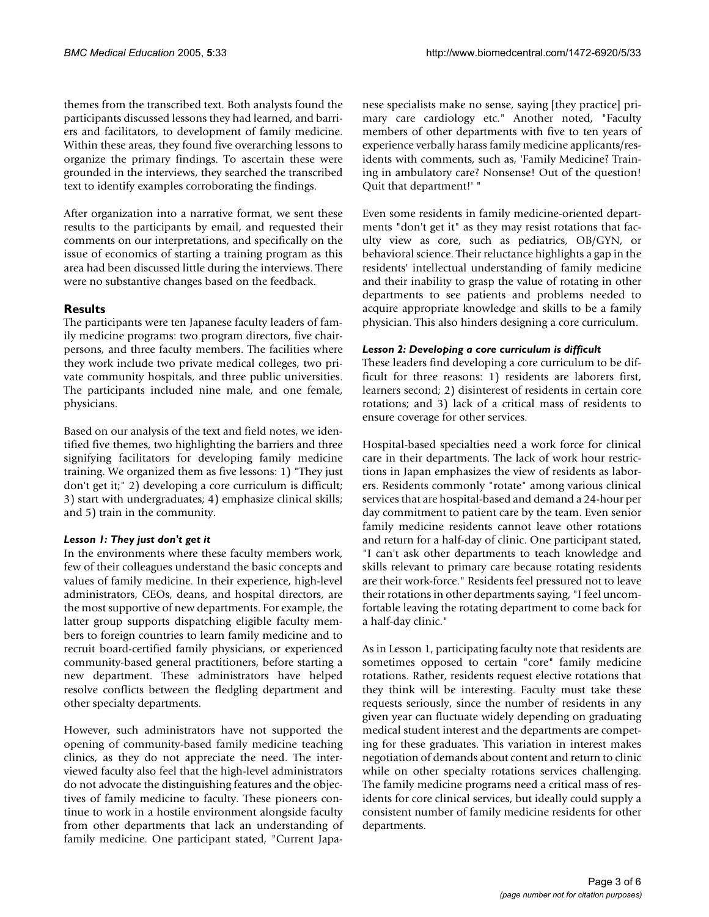themes from the transcribed text. Both analysts found the participants discussed lessons they had learned, and barriers and facilitators, to development of family medicine. Within these areas, they found five overarching lessons to organize the primary findings. To ascertain these were grounded in the interviews, they searched the transcribed text to identify examples corroborating the findings.

After organization into a narrative format, we sent these results to the participants by email, and requested their comments on our interpretations, and specifically on the issue of economics of starting a training program as this area had been discussed little during the interviews. There were no substantive changes based on the feedback.

## Results

The participants were ten Japanese faculty leaders of family medicine programs: two program directors, five chairpersons, and three faculty members. The facilities where they work include two private medical colleges, two private community hospitals, and three public universities. The participants included nine male, and one female, physicians.

Based on our analysis of the text and field notes, we identified five themes, two highlighting the barriers and three signifying facilitators for developing family medicine training. We organized them as five lessons: 1) "They just don't get it;" 2) developing a core curriculum is difficult; 3) start with undergraduates; 4) emphasize clinical skills; and 5) train in the community.

### *Lesson 1: They just don't get it*

In the environments where these faculty members work, few of their colleagues understand the basic concepts and values of family medicine. In their experience, high-level administrators, CEOs, deans, and hospital directors, are the most supportive of new departments. For example, the latter group supports dispatching eligible faculty members to foreign countries to learn family medicine and to recruit board-certified family physicians, or experienced community-based general practitioners, before starting a new department. These administrators have helped resolve conflicts between the fledgling department and other specialty departments.

However, such administrators have not supported the opening of community-based family medicine teaching clinics, as they do not appreciate the need. The interviewed faculty also feel that the high-level administrators do not advocate the distinguishing features and the objectives of family medicine to faculty. These pioneers continue to work in a hostile environment alongside faculty from other departments that lack an understanding of family medicine. One participant stated, "Current Japanese specialists make no sense, saying [they practice] primary care cardiology etc." Another noted, "Faculty members of other departments with five to ten years of experience verbally harass family medicine applicants/residents with comments, such as, 'Family Medicine? Training in ambulatory care? Nonsense! Out of the question! Quit that department!' "

Even some residents in family medicine-oriented departments "don't get it" as they may resist rotations that faculty view as core, such as pediatrics, OB/GYN, or behavioral science. Their reluctance highlights a gap in the residents' intellectual understanding of family medicine and their inability to grasp the value of rotating in other departments to see patients and problems needed to acquire appropriate knowledge and skills to be a family physician. This also hinders designing a core curriculum.

### *Lesson 2: Developing a core curriculum is difficult*

These leaders find developing a core curriculum to be difficult for three reasons: 1) residents are laborers first, learners second; 2) disinterest of residents in certain core rotations; and 3) lack of a critical mass of residents to ensure coverage for other services.

Hospital-based specialties need a work force for clinical care in their departments. The lack of work hour restrictions in Japan emphasizes the view of residents as laborers. Residents commonly "rotate" among various clinical services that are hospital-based and demand a 24-hour per day commitment to patient care by the team. Even senior family medicine residents cannot leave other rotations and return for a half-day of clinic. One participant stated, "I can't ask other departments to teach knowledge and skills relevant to primary care because rotating residents are their work-force." Residents feel pressured not to leave their rotations in other departments saying, "I feel uncomfortable leaving the rotating department to come back for a half-day clinic."

As in Lesson 1, participating faculty note that residents are sometimes opposed to certain "core" family medicine rotations. Rather, residents request elective rotations that they think will be interesting. Faculty must take these requests seriously, since the number of residents in any given year can fluctuate widely depending on graduating medical student interest and the departments are competing for these graduates. This variation in interest makes negotiation of demands about content and return to clinic while on other specialty rotations services challenging. The family medicine programs need a critical mass of residents for core clinical services, but ideally could supply a consistent number of family medicine residents for other departments.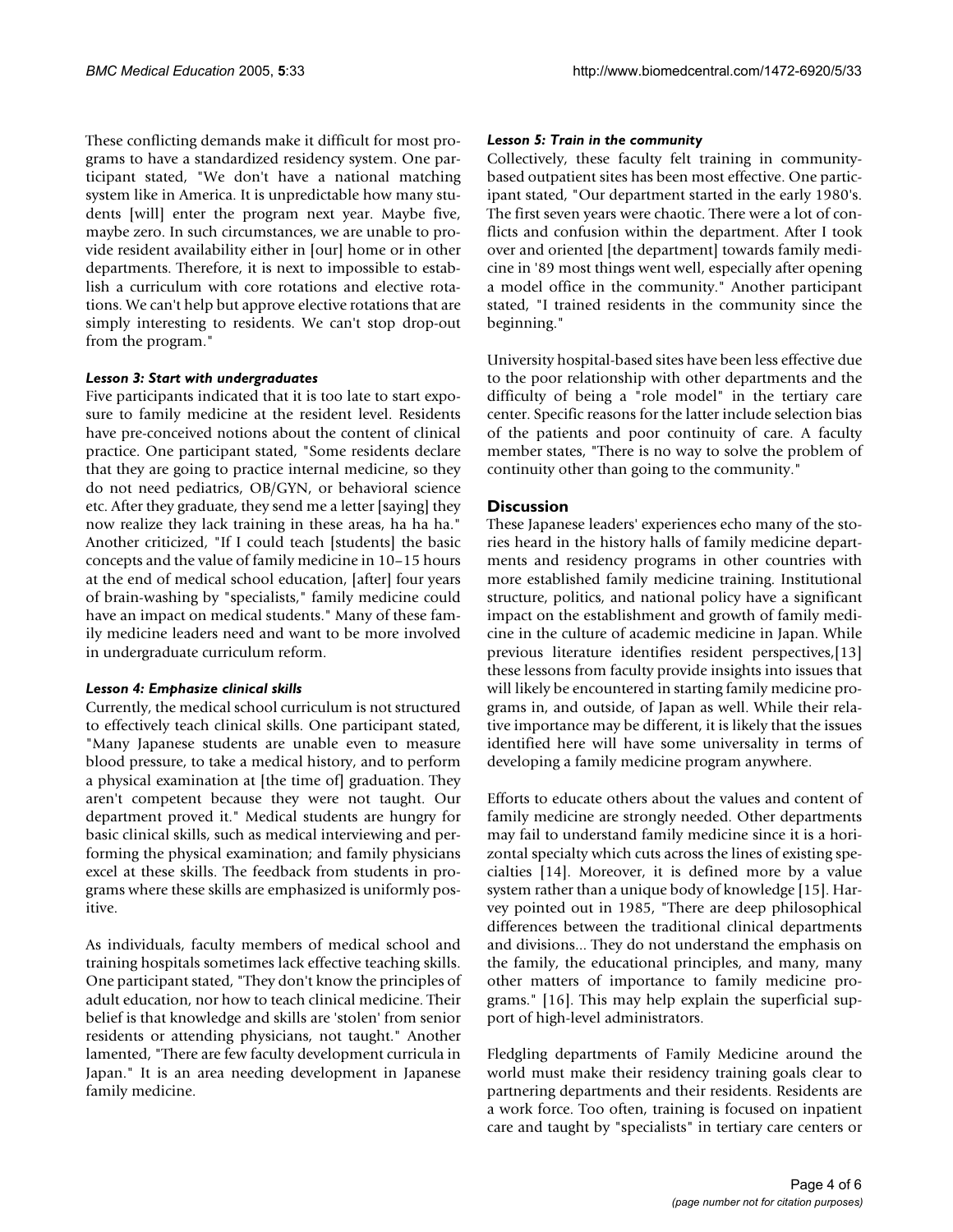These conflicting demands make it difficult for most programs to have a standardized residency system. One participant stated, "We don't have a national matching system like in America. It is unpredictable how many students [will] enter the program next year. Maybe five, maybe zero. In such circumstances, we are unable to provide resident availability either in [our] home or in other departments. Therefore, it is next to impossible to establish a curriculum with core rotations and elective rotations. We can't help but approve elective rotations that are simply interesting to residents. We can't stop drop-out from the program."

#### *Lesson 3: Start with undergraduates*

Five participants indicated that it is too late to start exposure to family medicine at the resident level. Residents have pre-conceived notions about the content of clinical practice. One participant stated, "Some residents declare that they are going to practice internal medicine, so they do not need pediatrics, OB/GYN, or behavioral science etc. After they graduate, they send me a letter [saying] they now realize they lack training in these areas, ha ha ha." Another criticized, "If I could teach [students] the basic concepts and the value of family medicine in 10–15 hours at the end of medical school education, [after] four years of brain-washing by "specialists," family medicine could have an impact on medical students." Many of these family medicine leaders need and want to be more involved in undergraduate curriculum reform.

#### *Lesson 4: Emphasize clinical skills*

Currently, the medical school curriculum is not structured to effectively teach clinical skills. One participant stated, "Many Japanese students are unable even to measure blood pressure, to take a medical history, and to perform a physical examination at [the time of] graduation. They aren't competent because they were not taught. Our department proved it." Medical students are hungry for basic clinical skills, such as medical interviewing and performing the physical examination; and family physicians excel at these skills. The feedback from students in programs where these skills are emphasized is uniformly positive.

As individuals, faculty members of medical school and training hospitals sometimes lack effective teaching skills. One participant stated, "They don't know the principles of adult education, nor how to teach clinical medicine. Their belief is that knowledge and skills are 'stolen' from senior residents or attending physicians, not taught." Another lamented, "There are few faculty development curricula in Japan." It is an area needing development in Japanese family medicine.

#### *Lesson 5: Train in the community*

Collectively, these faculty felt training in community-based outpatient sites has been most effective. One participant stated, "Our department started in the early 1980's. The first seven years were chaotic. There were a lot of conflicts and confusion within the department. After I took over and oriented [the department] towards family medicine in '89 most things went well, especially after opening a model office in the community." Another participant stated, "I trained residents in the community since the beginning."

University hospital-based sites have been less effective due to the poor relationship with other departments and the difficulty of being a "role model" in the tertiary care center. Specific reasons for the latter include selection bias of the patients and poor continuity of care. A faculty member states, "There is no way to solve the problem of continuity other than going to the community."

## Discussion

These Japanese leaders' experiences echo many of the stories heard in the history halls of family medicine departments and residency programs in other countries with more established family medicine training. Institutional structure, politics, and national policy have a significant impact on the establishment and growth of family medicine in the culture of academic medicine in Japan. While previous literature identifies resident perspectives,[13] these lessons from faculty provide insights into issues that will likely be encountered in starting family medicine programs in, and outside, of Japan as well. While their relative importance may be different, it is likely that the issues identified here will have some universality in terms of developing a family medicine program anywhere.

Efforts to educate others about the values and content of family medicine are strongly needed. Other departments may fail to understand family medicine since it is a horizontal specialty which cuts across the lines of existing specialties [14]. Moreover, it is defined more by a value system rather than a unique body of knowledge [15]. Harvey pointed out in 1985, "There are deep philosophical differences between the traditional clinical departments and divisions... They do not understand the emphasis on the family, the educational principles, and many, many other matters of importance to family medicine programs." [16]. This may help explain the superficial support of high-level administrators.

Fledgling departments of Family Medicine around the world must make their residency training goals clear to partnering departments and their residents. Residents are a work force. Too often, training is focused on inpatient care and taught by "specialists" in tertiary care centers or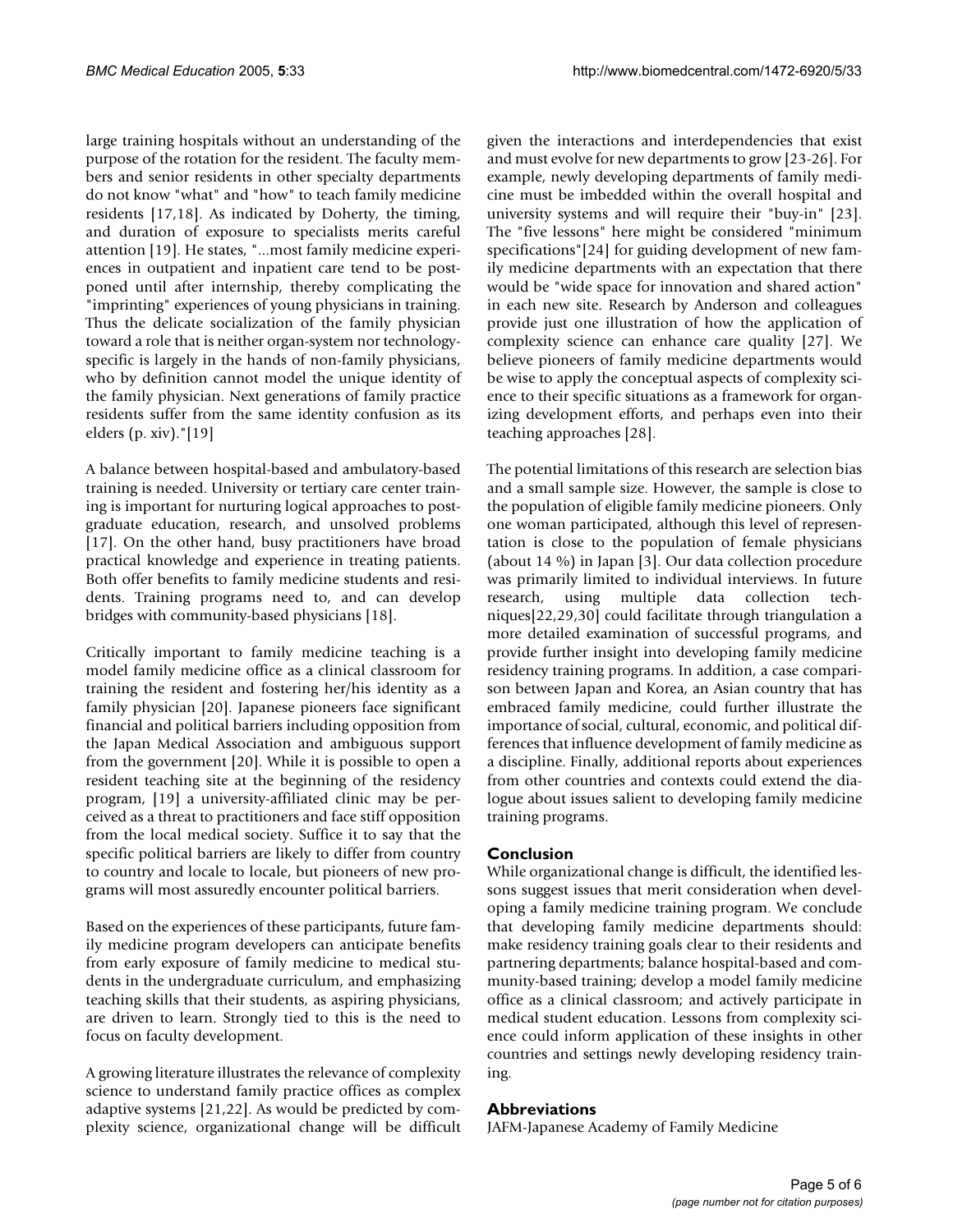large training hospitals without an understanding of the purpose of the rotation for the resident. The faculty members and senior residents in other specialty departments do not know "what" and "how" to teach family medicine residents [17,18]. As indicated by Doherty, the timing, and duration of exposure to specialists merits careful attention [19]. He states, "...most family medicine experiences in outpatient and inpatient care tend to be postponed until after internship, thereby complicating the "imprinting" experiences of young physicians in training. Thus the delicate socialization of the family physician toward a role that is neither organ-system nor technology-specific is largely in the hands of non-family physicians, who by definition cannot model the unique identity of the family physician. Next generations of family practice residents suffer from the same identity confusion as its elders (p. xiv)."[19]

A balance between hospital-based and ambulatory-based training is needed. University or tertiary care center training is important for nurturing logical approaches to postgraduate education, research, and unsolved problems [17]. On the other hand, busy practitioners have broad practical knowledge and experience in treating patients. Both offer benefits to family medicine students and residents. Training programs need to, and can develop bridges with community-based physicians [18].

Critically important to family medicine teaching is a model family medicine office as a clinical classroom for training the resident and fostering her/his identity as a family physician [20]. Japanese pioneers face significant financial and political barriers including opposition from the Japan Medical Association and ambiguous support from the government [20]. While it is possible to open a resident teaching site at the beginning of the residency program, [19] a university-affiliated clinic may be perceived as a threat to practitioners and face stiff opposition from the local medical society. Suffice it to say that the specific political barriers are likely to differ from country to country and locale to locale, but pioneers of new programs will most assuredly encounter political barriers.

Based on the experiences of these participants, future family medicine program developers can anticipate benefits from early exposure of family medicine to medical students in the undergraduate curriculum, and emphasizing teaching skills that their students, as aspiring physicians, are driven to learn. Strongly tied to this is the need to focus on faculty development.

A growing literature illustrates the relevance of complexity science to understand family practice offices as complex adaptive systems [21,22]. As would be predicted by complexity science, organizational change will be difficult given the interactions and interdependencies that exist and must evolve for new departments to grow [23-26]. For example, newly developing departments of family medicine must be imbedded within the overall hospital and university systems and will require their "buy-in" [23]. The "five lessons" here might be considered "minimum specifications"[24] for guiding development of new family medicine departments with an expectation that there would be "wide space for innovation and shared action" in each new site. Research by Anderson and colleagues provide just one illustration of how the application of complexity science can enhance care quality [27]. We believe pioneers of family medicine departments would be wise to apply the conceptual aspects of complexity science to their specific situations as a framework for organizing development efforts, and perhaps even into their teaching approaches [28].

The potential limitations of this research are selection bias and a small sample size. However, the sample is close to the population of eligible family medicine pioneers. Only one woman participated, although this level of representation is close to the population of female physicians (about 14 %) in Japan [3]. Our data collection procedure was primarily limited to individual interviews. In future research, using multiple data collection techniques[22,29,30] could facilitate through triangulation a more detailed examination of successful programs, and provide further insight into developing family medicine residency training programs. In addition, a case comparison between Japan and Korea, an Asian country that has embraced family medicine, could further illustrate the importance of social, cultural, economic, and political differences that influence development of family medicine as a discipline. Finally, additional reports about experiences from other countries and contexts could extend the dialogue about issues salient to developing family medicine training programs.

## Conclusion

While organizational change is difficult, the identified lessons suggest issues that merit consideration when developing a family medicine training program. We conclude that developing family medicine departments should: make residency training goals clear to their residents and partnering departments; balance hospital-based and community-based training; develop a model family medicine office as a clinical classroom; and actively participate in medical student education. Lessons from complexity science could inform application of these insights in other countries and settings newly developing residency training.

## Abbreviations

JAFM-Japanese Academy of Family Medicine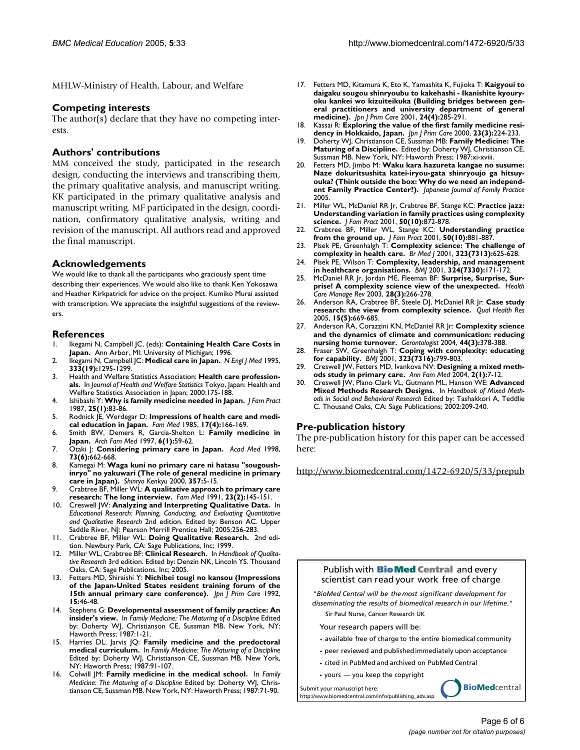MHLW-Ministry of Health, Labour, and Welfare

## Competing interests

The author(s) declare that they have no competing interests.

## Authors' contributions

MM conceived the study, participated in the research design, conducting the interviews and transcribing them, the primary qualitative analysis, and manuscript writing. KK participated in the primary qualitative analysis and manuscript writing. MF participated in the design, coordination, confirmatory qualitative analysis, writing and revision of the manuscript. All authors read and approved the final manuscript.

## Acknowledgements

We would like to thank all the participants who graciously spent time describing their experiences. We would also like to thank Ken Yokosawa and Heather Kirkpatrick for advice on the project. Kumiko Murai assisted with transcription. We appreciate the insightful suggestions of the reviewers.

## References

1. Ikegami N, Campbell JC, (eds): **Containing Health Care Costs in Japan.** Ann Arbor, MI: University of Michigan; 1996.
2. Ikegami N, Campbell JC: **Medical care in Japan.** *N Engl J Med* 1995, **333(19):**1295-1299.
3. Health and Welfare Statistics Association: **Health care professionals.** In *Journal of Health and Welfare Statistics* Tokyo, Japan: Health and Welfare Statistics Association in Japan; 2000:175-188.
4. Ishibashi Y: **Why is family medicine needed in Japan.** *J Fam Pract* 1987, **25(1):**83-86.
5. Rodnick JE, Werdegar D: **Impressions of health care and medical education in Japan.** *Fam Med* 1985, **17(4):**166-169.
6. Smith BW, Demers R, Garcia-Shelton L: **Family medicine in Japan.** *Arch Fam Med* 1997, **6(1):**59-62.
7. Otaki J: **Considering primary care in Japan.** *Acad Med* 1998, **73(6):**662-668.
8. Kamegai M: **Waga kuni no primary care ni hatasu "sougoushinryo" no yakuwari (The role of general medicine in primary care in Japan).** *Shinryo Kenkyu* 2000, **357:**5-15.
9. Crabtree BF, Miller WL: **A qualitative approach to primary care research: The long interview.** *Fam Med* 1991, **23(2):**145-151.
10. Creswell JW: **Analyzing and Interpreting Qualitative Data.** In *Educational Research: Planning, Conducting, and Evaluating Quantitative and Qualitative Research* 2nd edition. Edited by: Benson AC. Upper Saddle River, NJ: Pearson Merrill Prentice Hall; 2005:256-283.
11. Crabtree BF, Miller WL: **Doing Qualitative Research.** 2nd edition. Newbury Park, CA: Sage Publications, Inc; 1999.
12. Miller WL, Crabtree BF: **Clinical Research.** In *Handbook of Qualitative Research* 3rd edition. Edited by: Denzin NK, Lincoln YS. Thousand Oaks, CA: Sage Publications, Inc; 2005.
13. Fetters MD, Shiraishi Y: **Nichibei tougi no kansou (Impressions of the Japan-United States resident training forum of the 15th annual primary care conference).** *Jpn J Prim Care* 1992, **15:**46-48.
14. Stephens G: **Developmental assessment of family practice: An insider's view.** In *Family Medicine: The Maturing of a Discipline* Edited by: Doherty WJ, Christianson CE, Sussman MB. New York, NY: Haworth Press; 1987:1-21.
15. Harries DL, Jarvis JQ: **Family medicine and the predoctoral medical curriculum.** In *Family Medicine: The Maturing of a Discipline* Edited by: Doherty WJ, Christianson CE, Sussman MB. New York, NY: Haworth Press; 1987:91-107.
16. Colwill JM: **Family medicine in the medical school.** In *Family Medicine: The Maturing of a Discipline* Edited by: Doherty WJ, Christianson CE, Sussman MB. New York, NY: Haworth Press; 1987:71-90.
17. Fetters MD, Kitamura K, Eto K, Yamashita K, Fujioka T: **Kaigyoui to daigaku sougou shinryoubu to kakehashi - Ikanishite kyouryoku kankei wo kizuiteikuka (Building bridges between general practitioners and university department of general medicine).** *Jpn J Prim Care* 2001, **24(4):**285-291.
18. Kassai R: **Exploring the value of the first family medicine residency in Hokkaido, Japan.** *Jpn J Prim Care* 2000, **23(3):**224-233.
19. Doherty WJ, Christianson CE, Sussman MB: **Family Medicine: The Maturing of a Discipline.** Edited by: Doherty WJ, Christianson CE, Sussman MB. New York, NY: Haworth Press; 1987:xi-xviii.
20. Fetters MD, Jimbo M: **Waku kara hazureta kangae no susume: Naze dokuritsushita katei-iryou-gata shinryoujo ga hitsuyouka? (Think outside the box: Why do we need an independent Family Practice Center?).** *Japanese Journal of Family Practice* 2005.
21. Miller WL, McDaniel RR Jr, Crabtree BF, Stange KC: **Practice jazz: Understanding variation in family practices using complexity science.** *J Fam Pract* 2001, **50(10):**872-878.
22. Crabtree BF, Miller WL, Stange KC: **Understanding practice from the ground up.** *J Fam Pract* 2001, **50(10):**881-887.
23. Plsek PE, Greenhalgh T: **Complexity science: The challenge of complexity in health care.** *Br Med J* 2001, **323(7313):**625-628.
24. Plsek PE, Wilson T: **Complexity, leadership, and management in healthcare organisations.** *BMJ* 2001, **324(7330):**171-172.
25. McDaniel RR Jr, Jordan ME, Fleeman BF: **Surprise, Surprise, Surprise! A complexity science view of the unexpected.** *Health Care Manage Rev* 2003, **28(3):**266-278.
26. Anderson RA, Crabtree BF, Steele DJ, McDaniel RR Jr: **Case study research: the view from complexity science.** *Qual Health Res* 2005, **15(5):**669-685.
27. Anderson RA, Corazzini KN, McDaniel RR Jr: **Complexity science and the dynamics of climate and communication: reducing nursing home turnover.** *Gerontologist* 2004, **44(3):**378-388.
28. Fraser SW, Greenhalgh T: **Coping with complexity: educating for capability.** *BMJ* 2001, **323(7316):**799-803.
29. Creswell JW, Fetters MD, Ivankova NV: **Designing a mixed methods study in primary care.** *Ann Fam Med* 2004, **2(1):**7-12.
30. Creswell JW, Plano Clark VL, Gutmann ML, Hanson WE: **Advanced Mixed Methods Research Designs.** In *Handbook of Mixed Methods in Social and Behavioral Research* Edited by: Tashakkori A, Teddlie C. Thousand Oaks, CA: Sage Publications; 2002:209-240.

## Pre-publication history

The pre-publication history for this paper can be accessed here:

http://www.biomedcentral.com/1472-6920/5/33/prepub

Publish with **BioMed Central** and every scientist can read your work free of charge

*"BioMed Central will be the most significant development for disseminating the results of biomedical research in our lifetime."*
Sir Paul Nurse, Cancer Research UK

Your research papers will be:

- available free of charge to the entire biomedical community
- peer reviewed and published immediately upon acceptance
- cited in PubMed and archived on PubMed Central
- yours — you keep the copyright

Submit your manuscript here:
http://www.biomedcentral.com/info/publishing_adv.asp

BioMedcentral